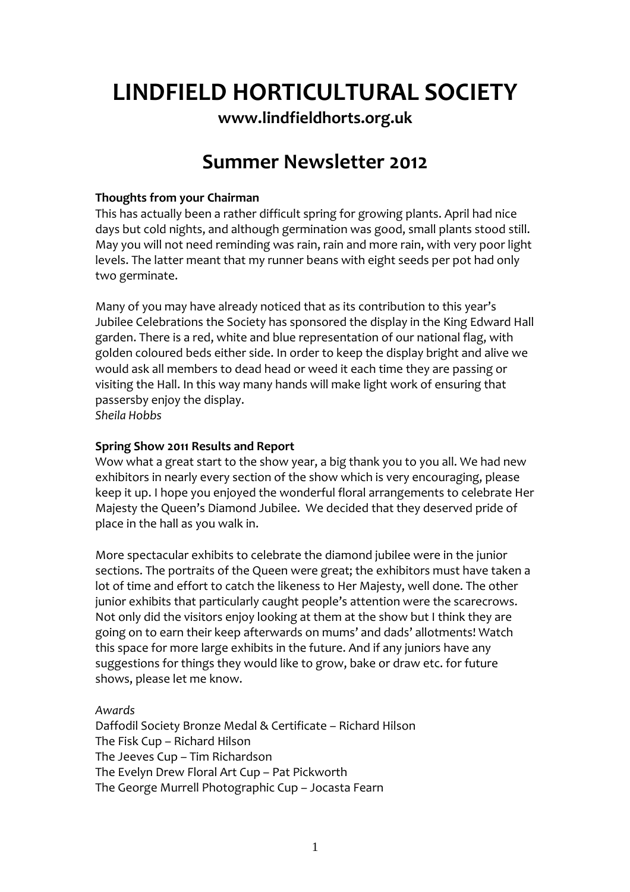# LINDFIELD HORTICULTURAL SOCIETY

**www.lindfieldhorts.org.uk**

## Summer Newsletter 2012

**Thoughts from your Chairman**

This has actually been a rather difficult spring for growing plants. April had nice days but cold nights, and although germination was good, small plants stood still. May you will not need reminding was rain, rain and more rain, with very poor light levels. The latter meant that my runner beans with eight seeds per pot had only two germinate.

Many of you may have already noticed that as its contribution to this year's Jubilee Celebrations the Society has sponsored the display in the King Edward Hall garden. There is a red, white and blue representation of our national flag, with golden coloured beds either side. In order to keep the display bright and alive we would ask all members to dead head or weed it each time they are passing or visiting the Hall. In this way many hands will make light work of ensuring that passersby enjoy the display.

*Sheila Hobbs*

**Spring Show 2011 Results and Report**

Wow what a great start to the show year, a big thank you to you all. We had new exhibitors in nearly every section of the show which is very encouraging, please keep it up. I hope you enjoyed the wonderful floral arrangements to celebrate Her Majesty the Queen's Diamond Jubilee. We decided that they deserved pride of place in the hall as you walk in.

More spectacular exhibits to celebrate the diamond jubilee were in the junior sections. The portraits of the Queen were great; the exhibitors must have taken a lot of time and effort to catch the likeness to Her Majesty, well done. The other junior exhibits that particularly caught people's attention were the scarecrows. Not only did the visitors enjoy looking at them at the show but I think they are going on to earn their keep afterwards on mums' and dads' allotments! Watch this space for more large exhibits in the future. And if any juniors have any suggestions for things they would like to grow, bake or draw etc. for future shows, please let me know.

*Awards*

Daffodil Society Bronze Medal & Certificate – Richard Hilson
The Fisk Cup – Richard Hilson
The Jeeves Cup – Tim Richardson
The Evelyn Drew Floral Art Cup – Pat Pickworth
The George Murrell Photographic Cup – Jocasta Fearn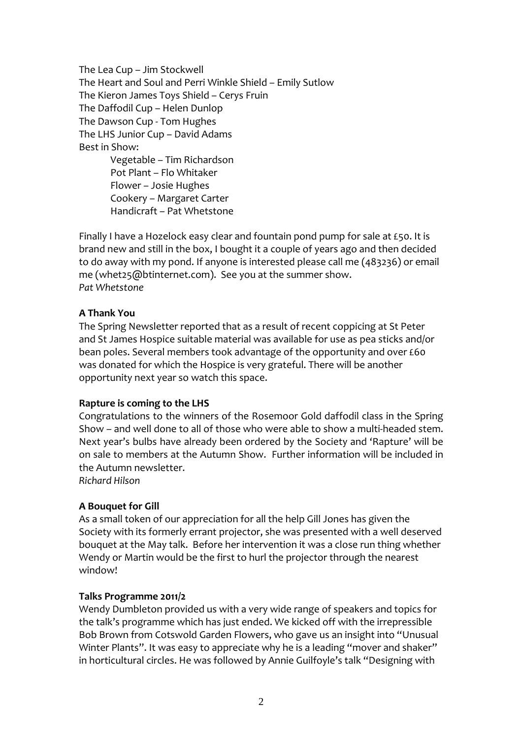The Lea Cup – Jim Stockwell
The Heart and Soul and Perri Winkle Shield – Emily Sutlow
The Kieron James Toys Shield – Cerys Fruin
The Daffodil Cup – Helen Dunlop
The Dawson Cup - Tom Hughes
The LHS Junior Cup – David Adams
Best in Show:

- Vegetable – Tim Richardson
- Pot Plant – Flo Whitaker
- Flower – Josie Hughes
- Cookery – Margaret Carter
- Handicraft – Pat Whetstone

Finally I have a Hozelock easy clear and fountain pond pump for sale at £50. It is brand new and still in the box, I bought it a couple of years ago and then decided to do away with my pond. If anyone is interested please call me (483236) or email me (whet25@btinternet.com). See you at the summer show.
*Pat Whetstone*

**A Thank You**

The Spring Newsletter reported that as a result of recent coppicing at St Peter and St James Hospice suitable material was available for use as pea sticks and/or bean poles. Several members took advantage of the opportunity and over £60 was donated for which the Hospice is very grateful. There will be another opportunity next year so watch this space.

**Rapture is coming to the LHS**

Congratulations to the winners of the Rosemoor Gold daffodil class in the Spring Show – and well done to all of those who were able to show a multi-headed stem. Next year's bulbs have already been ordered by the Society and 'Rapture' will be on sale to members at the Autumn Show. Further information will be included in the Autumn newsletter.
*Richard Hilson*

**A Bouquet for Gill**

As a small token of our appreciation for all the help Gill Jones has given the Society with its formerly errant projector, she was presented with a well deserved bouquet at the May talk. Before her intervention it was a close run thing whether Wendy or Martin would be the first to hurl the projector through the nearest window!

**Talks Programme 2011/2**

Wendy Dumbleton provided us with a very wide range of speakers and topics for the talk's programme which has just ended. We kicked off with the irrepressible Bob Brown from Cotswold Garden Flowers, who gave us an insight into "Unusual Winter Plants". It was easy to appreciate why he is a leading "mover and shaker" in horticultural circles. He was followed by Annie Guilfoyle's talk "Designing with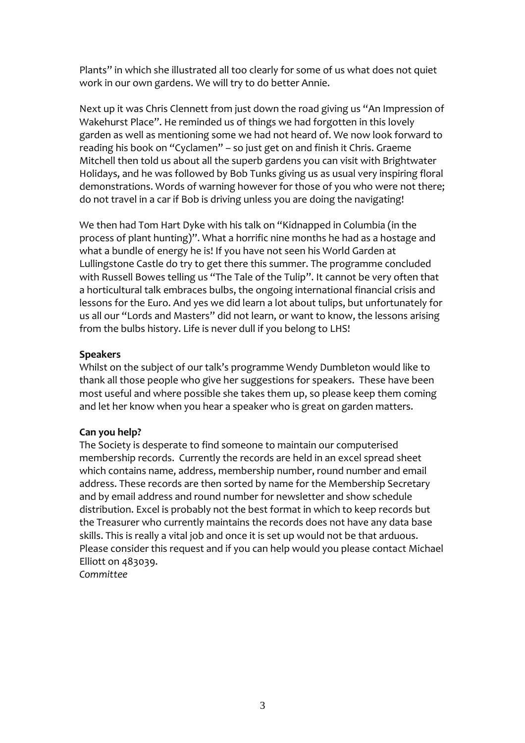Plants" in which she illustrated all too clearly for some of us what does not quiet work in our own gardens. We will try to do better Annie.

Next up it was Chris Clennett from just down the road giving us "An Impression of Wakehurst Place". He reminded us of things we had forgotten in this lovely garden as well as mentioning some we had not heard of. We now look forward to reading his book on "Cyclamen" – so just get on and finish it Chris. Graeme Mitchell then told us about all the superb gardens you can visit with Brightwater Holidays, and he was followed by Bob Tunks giving us as usual very inspiring floral demonstrations. Words of warning however for those of you who were not there; do not travel in a car if Bob is driving unless you are doing the navigating!

We then had Tom Hart Dyke with his talk on "Kidnapped in Columbia (in the process of plant hunting)". What a horrific nine months he had as a hostage and what a bundle of energy he is! If you have not seen his World Garden at Lullingstone Castle do try to get there this summer. The programme concluded with Russell Bowes telling us "The Tale of the Tulip". It cannot be very often that a horticultural talk embraces bulbs, the ongoing international financial crisis and lessons for the Euro. And yes we did learn a lot about tulips, but unfortunately for us all our "Lords and Masters" did not learn, or want to know, the lessons arising from the bulbs history. Life is never dull if you belong to LHS!

**Speakers**

Whilst on the subject of our talk's programme Wendy Dumbleton would like to thank all those people who give her suggestions for speakers. These have been most useful and where possible she takes them up, so please keep them coming and let her know when you hear a speaker who is great on garden matters.

**Can you help?**

The Society is desperate to find someone to maintain our computerised membership records. Currently the records are held in an excel spread sheet which contains name, address, membership number, round number and email address. These records are then sorted by name for the Membership Secretary and by email address and round number for newsletter and show schedule distribution. Excel is probably not the best format in which to keep records but the Treasurer who currently maintains the records does not have any data base skills. This is really a vital job and once it is set up would not be that arduous. Please consider this request and if you can help would you please contact Michael Elliott on 483039.

*Committee*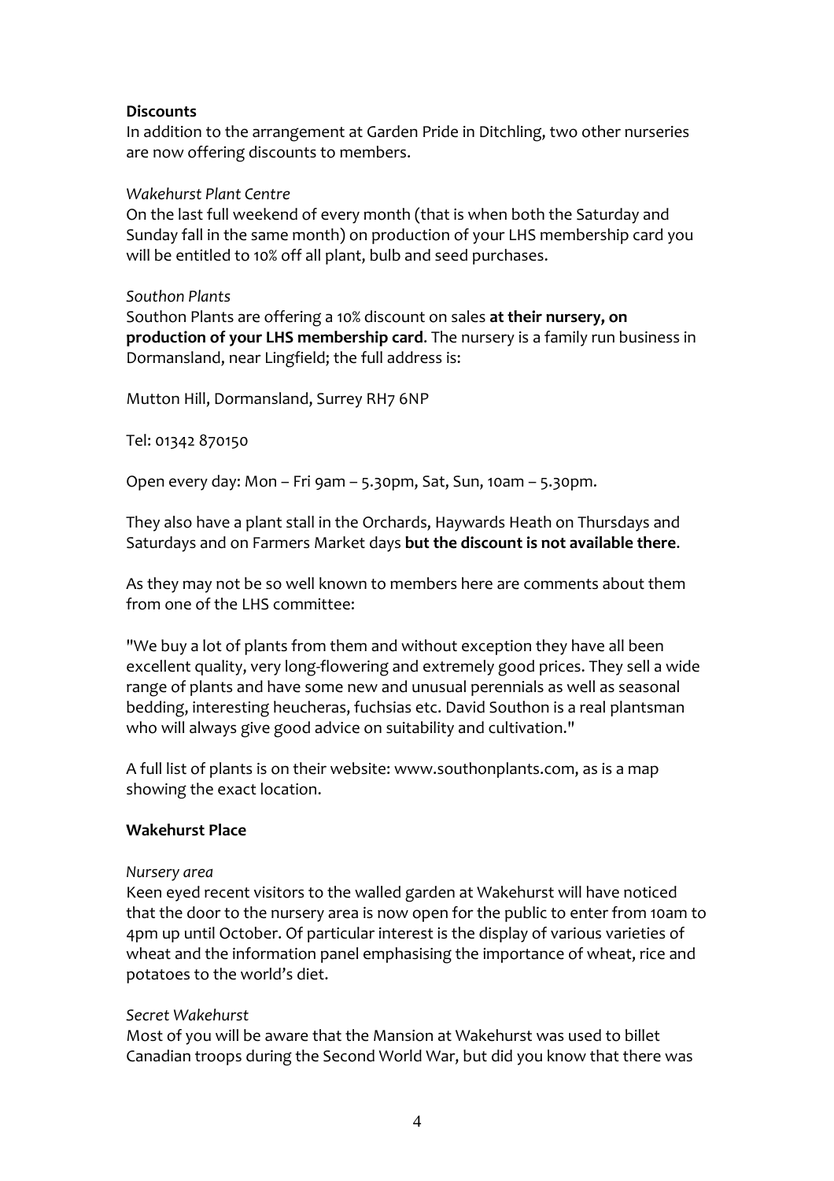**Discounts**

In addition to the arrangement at Garden Pride in Ditchling, two other nurseries are now offering discounts to members.

*Wakehurst Plant Centre*

On the last full weekend of every month (that is when both the Saturday and Sunday fall in the same month) on production of your LHS membership card you will be entitled to 10% off all plant, bulb and seed purchases.

*Southon Plants*

Southon Plants are offering a 10% discount on sales **at their nursery, on production of your LHS membership card**. The nursery is a family run business in Dormansland, near Lingfield; the full address is:

Mutton Hill, Dormansland, Surrey RH7 6NP

Tel: 01342 870150

Open every day: Mon – Fri 9am – 5.30pm, Sat, Sun, 10am – 5.30pm.

They also have a plant stall in the Orchards, Haywards Heath on Thursdays and Saturdays and on Farmers Market days **but the discount is not available there**.

As they may not be so well known to members here are comments about them from one of the LHS committee:

"We buy a lot of plants from them and without exception they have all been excellent quality, very long-flowering and extremely good prices. They sell a wide range of plants and have some new and unusual perennials as well as seasonal bedding, interesting heucheras, fuchsias etc. David Southon is a real plantsman who will always give good advice on suitability and cultivation."

A full list of plants is on their website: www.southonplants.com, as is a map showing the exact location.

**Wakehurst Place**

*Nursery area*

Keen eyed recent visitors to the walled garden at Wakehurst will have noticed that the door to the nursery area is now open for the public to enter from 10am to 4pm up until October. Of particular interest is the display of various varieties of wheat and the information panel emphasising the importance of wheat, rice and potatoes to the world's diet.

*Secret Wakehurst*

Most of you will be aware that the Mansion at Wakehurst was used to billet Canadian troops during the Second World War, but did you know that there was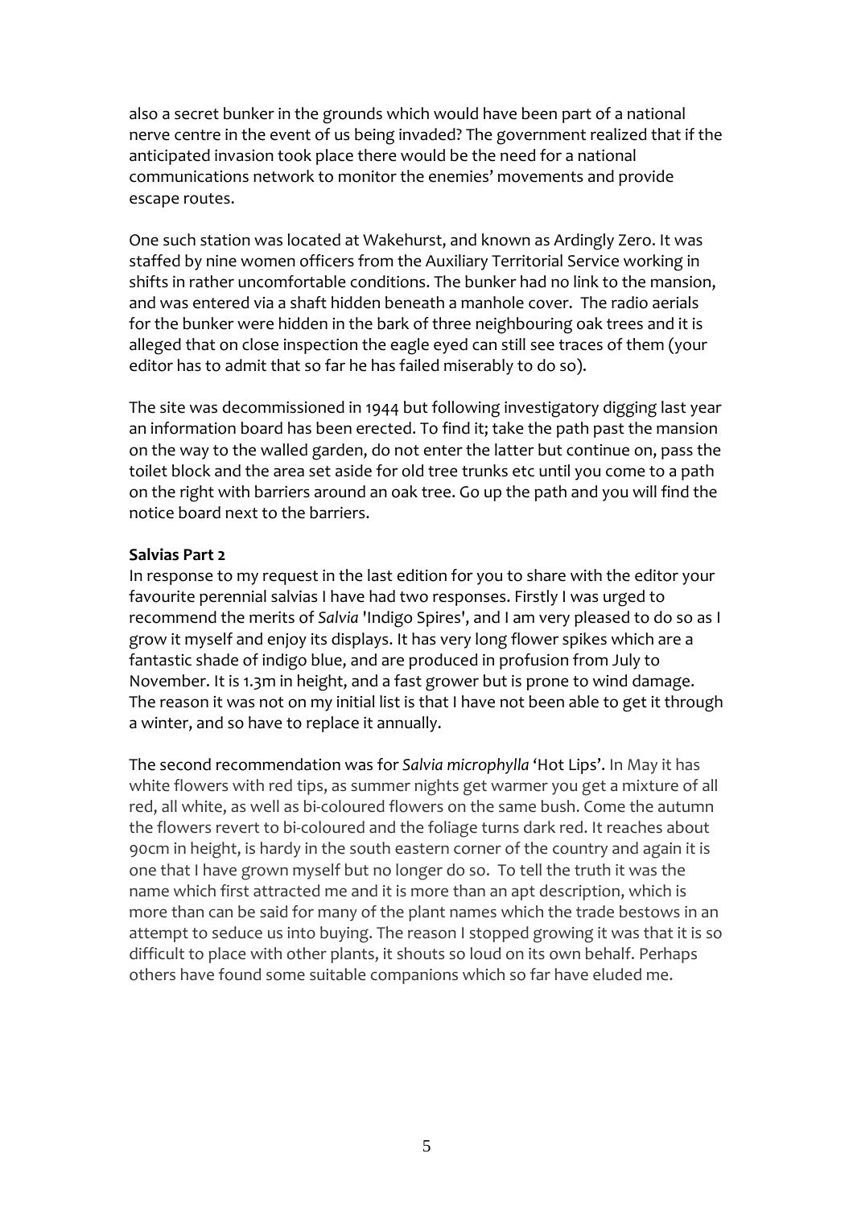also a secret bunker in the grounds which would have been part of a national nerve centre in the event of us being invaded? The government realized that if the anticipated invasion took place there would be the need for a national communications network to monitor the enemies' movements and provide escape routes.

One such station was located at Wakehurst, and known as Ardingly Zero. It was staffed by nine women officers from the Auxiliary Territorial Service working in shifts in rather uncomfortable conditions. The bunker had no link to the mansion, and was entered via a shaft hidden beneath a manhole cover. The radio aerials for the bunker were hidden in the bark of three neighbouring oak trees and it is alleged that on close inspection the eagle eyed can still see traces of them (your editor has to admit that so far he has failed miserably to do so).

The site was decommissioned in 1944 but following investigatory digging last year an information board has been erected. To find it; take the path past the mansion on the way to the walled garden, do not enter the latter but continue on, pass the toilet block and the area set aside for old tree trunks etc until you come to a path on the right with barriers around an oak tree. Go up the path and you will find the notice board next to the barriers.

**Salvias Part 2**

In response to my request in the last edition for you to share with the editor your favourite perennial salvias I have had two responses. Firstly I was urged to recommend the merits of *Salvia* 'Indigo Spires', and I am very pleased to do so as I grow it myself and enjoy its displays. It has very long flower spikes which are a fantastic shade of indigo blue, and are produced in profusion from July to November. It is 1.3m in height, and a fast grower but is prone to wind damage. The reason it was not on my initial list is that I have not been able to get it through a winter, and so have to replace it annually.

The second recommendation was for *Salvia microphylla* 'Hot Lips'. In May it has white flowers with red tips, as summer nights get warmer you get a mixture of all red, all white, as well as bi-coloured flowers on the same bush. Come the autumn the flowers revert to bi-coloured and the foliage turns dark red. It reaches about 90cm in height, is hardy in the south eastern corner of the country and again it is one that I have grown myself but no longer do so. To tell the truth it was the name which first attracted me and it is more than an apt description, which is more than can be said for many of the plant names which the trade bestows in an attempt to seduce us into buying. The reason I stopped growing it was that it is so difficult to place with other plants, it shouts so loud on its own behalf. Perhaps others have found some suitable companions which so far have eluded me.